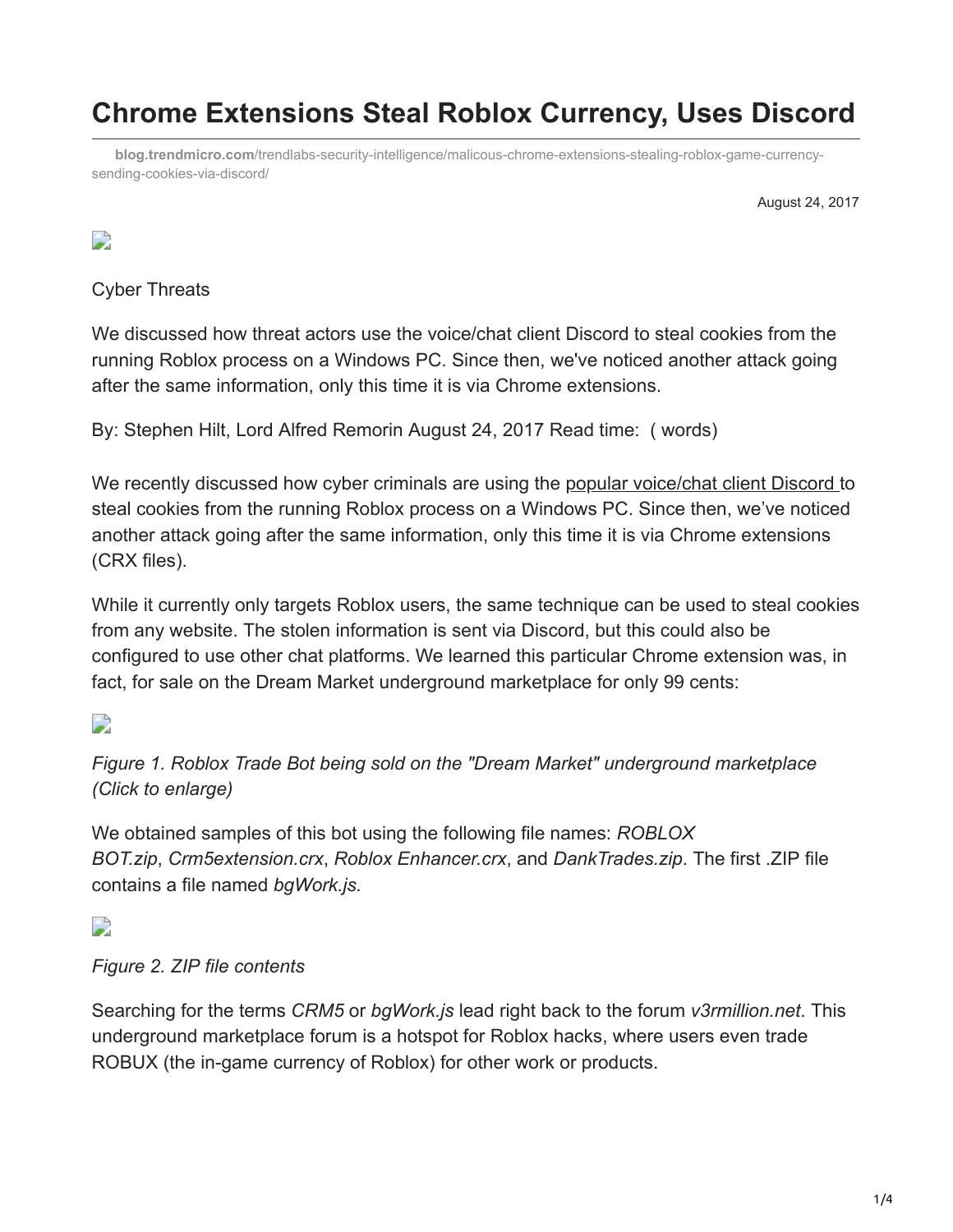# Chrome Extensions Steal Roblox Currency, Uses Discord

**blog.trendmicro.com**/trendlabs-security-intelligence/malicous-chrome-extensions-stealing-roblox-game-currency-sending-cookies-via-discord/

August 24, 2017

Cyber Threats

We discussed how threat actors use the voice/chat client Discord to steal cookies from the running Roblox process on a Windows PC. Since then, we've noticed another attack going after the same information, only this time it is via Chrome extensions.

By: Stephen Hilt, Lord Alfred Remorin August 24, 2017 Read time: ( words)

We recently discussed how cyber criminals are using the popular voice/chat client Discord to steal cookies from the running Roblox process on a Windows PC. Since then, we've noticed another attack going after the same information, only this time it is via Chrome extensions (CRX files).

While it currently only targets Roblox users, the same technique can be used to steal cookies from any website. The stolen information is sent via Discord, but this could also be configured to use other chat platforms. We learned this particular Chrome extension was, in fact, for sale on the Dream Market underground marketplace for only 99 cents:

*Figure 1. Roblox Trade Bot being sold on the "Dream Market" underground marketplace (Click to enlarge)*

We obtained samples of this bot using the following file names: *ROBLOX BOT.zip*, *Crm5extension.crx*, *Roblox Enhancer.crx*, and *DankTrades.zip*. The first .ZIP file contains a file named *bgWork.js.*

*Figure 2. ZIP file contents*

Searching for the terms *CRM5* or *bgWork.js* lead right back to the forum *v3rmillion.net*. This underground marketplace forum is a hotspot for Roblox hacks, where users even trade ROBUX (the in-game currency of Roblox) for other work or products.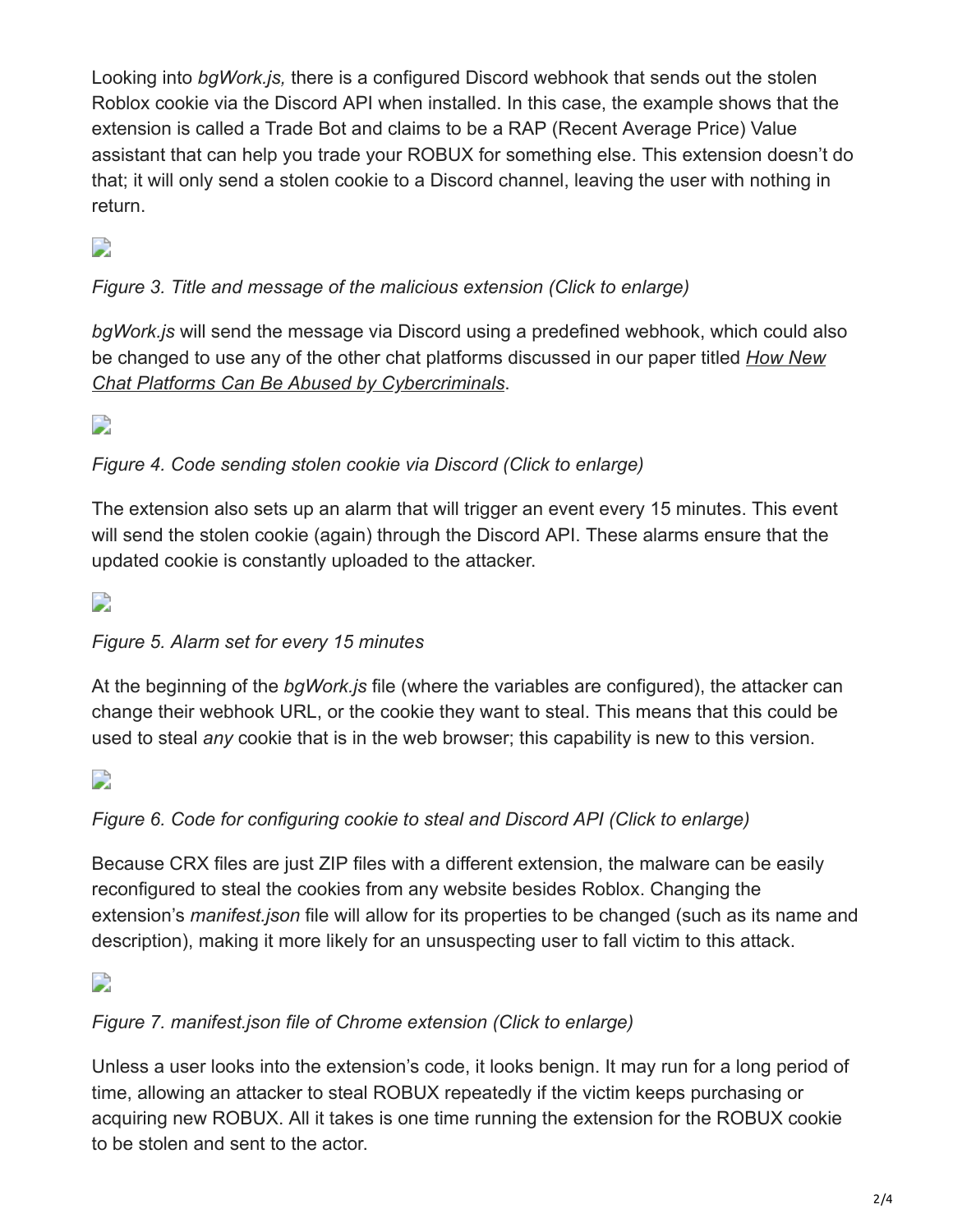Looking into *bgWork.js,* there is a configured Discord webhook that sends out the stolen Roblox cookie via the Discord API when installed. In this case, the example shows that the extension is called a Trade Bot and claims to be a RAP (Recent Average Price) Value assistant that can help you trade your ROBUX for something else. This extension doesn't do that; it will only send a stolen cookie to a Discord channel, leaving the user with nothing in return.

*Figure 3. Title and message of the malicious extension (Click to enlarge)*

*bgWork.js* will send the message via Discord using a predefined webhook, which could also be changed to use any of the other chat platforms discussed in our paper titled *How New Chat Platforms Can Be Abused by Cybercriminals*.

*Figure 4. Code sending stolen cookie via Discord (Click to enlarge)*

The extension also sets up an alarm that will trigger an event every 15 minutes. This event will send the stolen cookie (again) through the Discord API. These alarms ensure that the updated cookie is constantly uploaded to the attacker.

*Figure 5. Alarm set for every 15 minutes*

At the beginning of the *bgWork.js* file (where the variables are configured), the attacker can change their webhook URL, or the cookie they want to steal. This means that this could be used to steal *any* cookie that is in the web browser; this capability is new to this version.

*Figure 6. Code for configuring cookie to steal and Discord API (Click to enlarge)*

Because CRX files are just ZIP files with a different extension, the malware can be easily reconfigured to steal the cookies from any website besides Roblox. Changing the extension's *manifest.json* file will allow for its properties to be changed (such as its name and description), making it more likely for an unsuspecting user to fall victim to this attack.

*Figure 7. manifest.json file of Chrome extension (Click to enlarge)*

Unless a user looks into the extension's code, it looks benign. It may run for a long period of time, allowing an attacker to steal ROBUX repeatedly if the victim keeps purchasing or acquiring new ROBUX. All it takes is one time running the extension for the ROBUX cookie to be stolen and sent to the actor.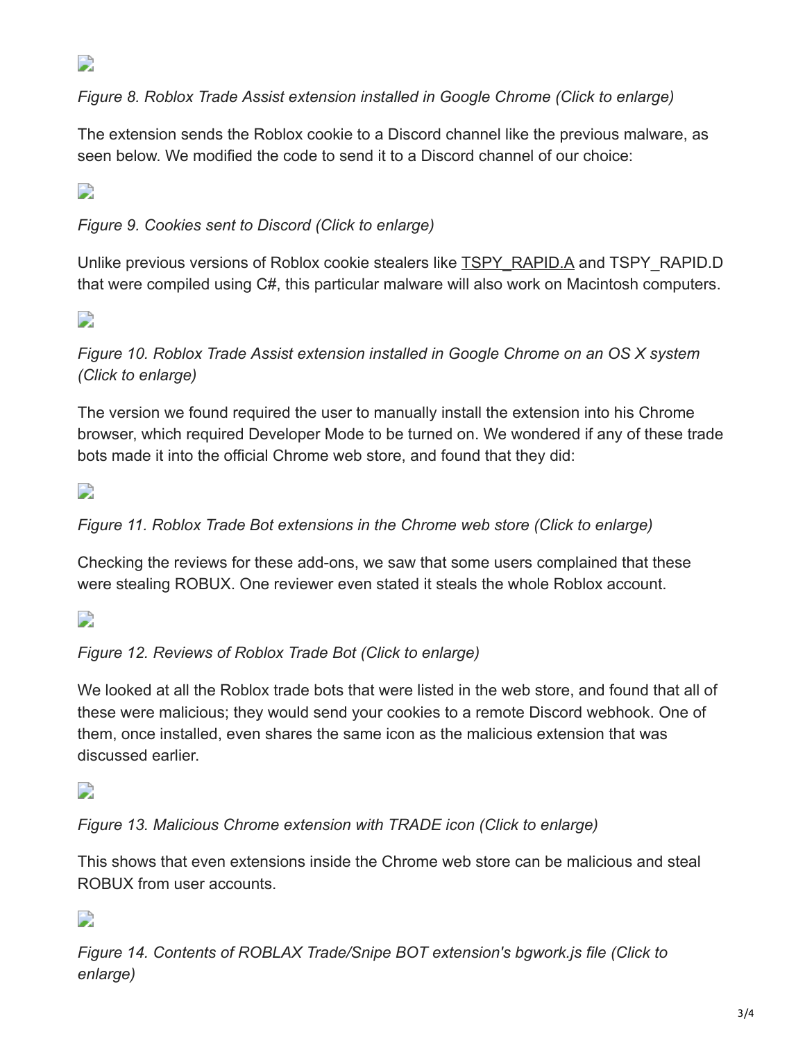*Figure 8. Roblox Trade Assist extension installed in Google Chrome (Click to enlarge)*

The extension sends the Roblox cookie to a Discord channel like the previous malware, as seen below. We modified the code to send it to a Discord channel of our choice:

*Figure 9. Cookies sent to Discord (Click to enlarge)*

Unlike previous versions of Roblox cookie stealers like TSPY_RAPID.A and TSPY_RAPID.D that were compiled using C#, this particular malware will also work on Macintosh computers.

*Figure 10. Roblox Trade Assist extension installed in Google Chrome on an OS X system (Click to enlarge)*

The version we found required the user to manually install the extension into his Chrome browser, which required Developer Mode to be turned on. We wondered if any of these trade bots made it into the official Chrome web store, and found that they did:

*Figure 11. Roblox Trade Bot extensions in the Chrome web store (Click to enlarge)*

Checking the reviews for these add-ons, we saw that some users complained that these were stealing ROBUX. One reviewer even stated it steals the whole Roblox account.

*Figure 12. Reviews of Roblox Trade Bot (Click to enlarge)*

We looked at all the Roblox trade bots that were listed in the web store, and found that all of these were malicious; they would send your cookies to a remote Discord webhook. One of them, once installed, even shares the same icon as the malicious extension that was discussed earlier.

*Figure 13. Malicious Chrome extension with TRADE icon (Click to enlarge)*

This shows that even extensions inside the Chrome web store can be malicious and steal ROBUX from user accounts.

*Figure 14. Contents of ROBLAX Trade/Snipe BOT extension's bgwork.js file (Click to enlarge)*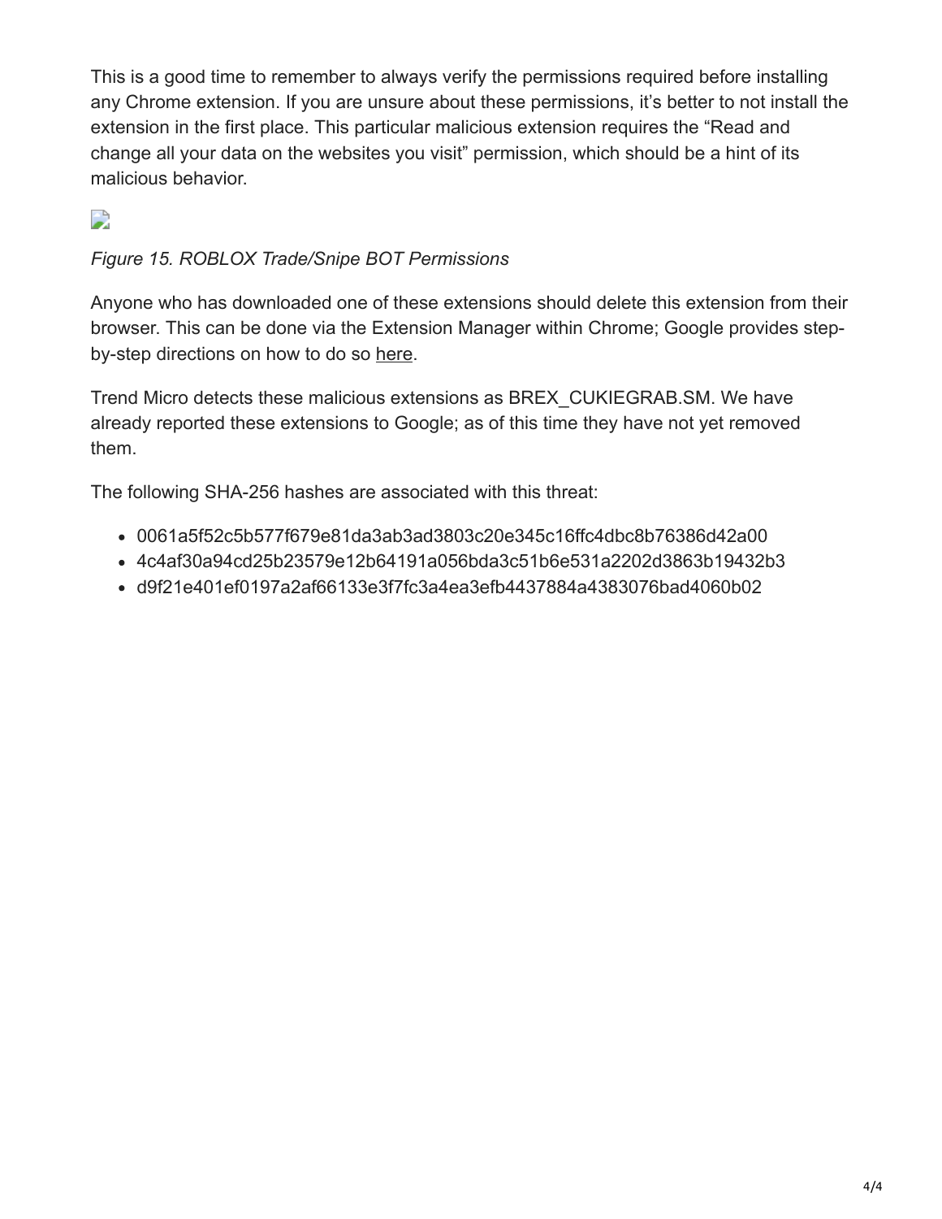This is a good time to remember to always verify the permissions required before installing any Chrome extension. If you are unsure about these permissions, it's better to not install the extension in the first place. This particular malicious extension requires the "Read and change all your data on the websites you visit" permission, which should be a hint of its malicious behavior.

*Figure 15. ROBLOX Trade/Snipe BOT Permissions*

Anyone who has downloaded one of these extensions should delete this extension from their browser. This can be done via the Extension Manager within Chrome; Google provides step-by-step directions on how to do so here.

Trend Micro detects these malicious extensions as BREX_CUKIEGRAB.SM. We have already reported these extensions to Google; as of this time they have not yet removed them.

The following SHA-256 hashes are associated with this threat:

- 0061a5f52c5b577f679e81da3ab3ad3803c20e345c16ffc4dbc8b76386d42a00
- 4c4af30a94cd25b23579e12b64191a056bda3c51b6e531a2202d3863b19432b3
- d9f21e401ef0197a2af66133e3f7fc3a4ea3efb4437884a4383076bad4060b02